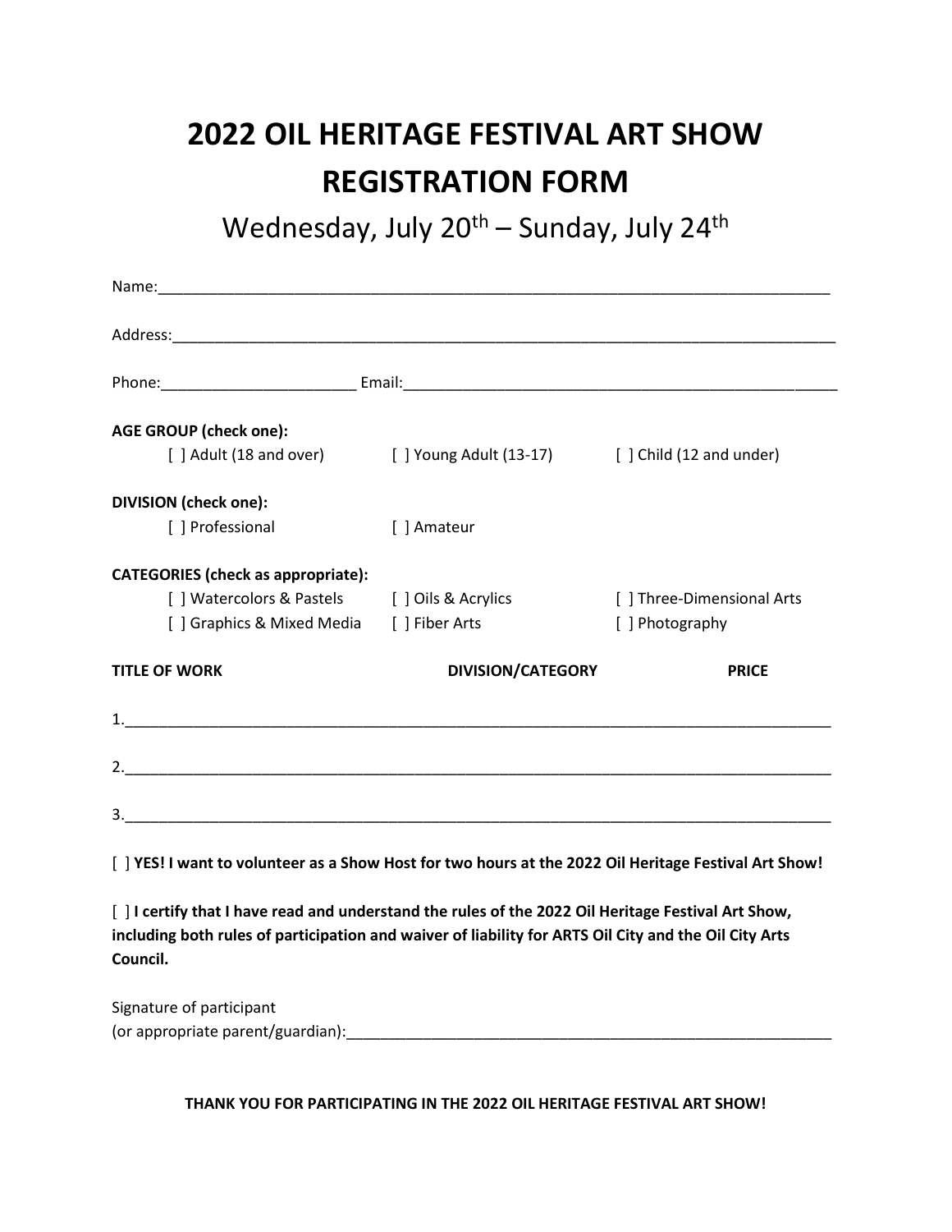# 2022 OIL HERITAGE FESTIVAL ART SHOW REGISTRATION FORM

Wednesday, July 20th – Sunday, July 24th

Name:_______________________________________________________________________________

Address:_____________________________________________________________________________

Phone:_______________________ Email:____________________________________________________

**AGE GROUP (check one):**

[ ] Adult (18 and over) [ ] Young Adult (13-17) [ ] Child (12 and under)

**DIVISION (check one):**

[ ] Professional [ ] Amateur

**CATEGORIES (check as appropriate):**

[ ] Watercolors & Pastels [ ] Oils & Acrylics [ ] Three-Dimensional Arts

[ ] Graphics & Mixed Media [ ] Fiber Arts [ ] Photography

| TITLE OF WORK | DIVISION/CATEGORY | PRICE |
|---|---|---|
| 1.___________________ | | |
| 2.___________________ | | |
| 3.___________________ | | |

[ ] **YES! I want to volunteer as a Show Host for two hours at the 2022 Oil Heritage Festival Art Show!**

[ ] **I certify that I have read and understand the rules of the 2022 Oil Heritage Festival Art Show, including both rules of participation and waiver of liability for ARTS Oil City and the Oil City Arts Council.**

Signature of participant
(or appropriate parent/guardian):____________________________________________________________

**THANK YOU FOR PARTICIPATING IN THE 2022 OIL HERITAGE FESTIVAL ART SHOW!**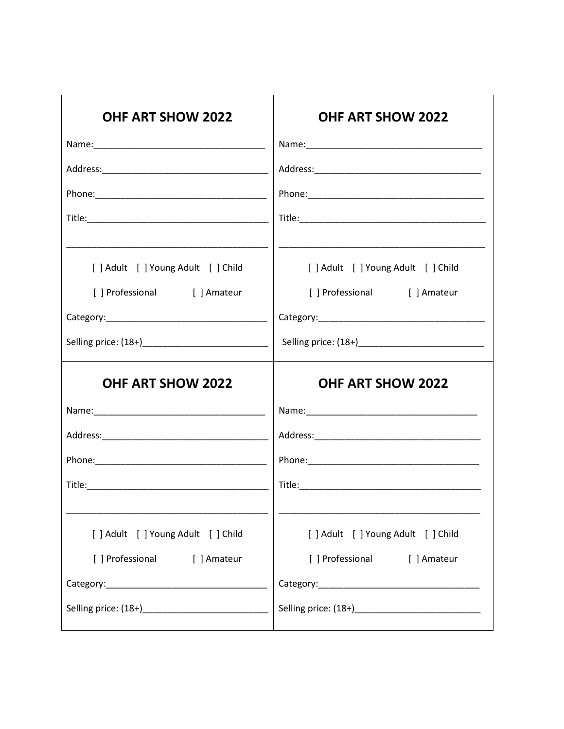## OHF ART SHOW 2022

Name:___________________________________

Address:_________________________________

Phone:__________________________________

Title:____________________________________

_________________________________________

[ ] Adult [ ] Young Adult [ ] Child

[ ] Professional [ ] Amateur

Category:________________________________

Selling price: (18+)________________________

## OHF ART SHOW 2022

Name:___________________________________

Address:_________________________________

Phone:__________________________________

Title:____________________________________

_________________________________________

[ ] Adult [ ] Young Adult [ ] Child

[ ] Professional [ ] Amateur

Category:________________________________

Selling price: (18+)________________________

## OHF ART SHOW 2022

Name:___________________________________

Address:_________________________________

Phone:__________________________________

Title:____________________________________

_________________________________________

[ ] Adult [ ] Young Adult [ ] Child

[ ] Professional [ ] Amateur

Category:________________________________

Selling price: (18+)________________________

## OHF ART SHOW 2022

Name:___________________________________

Address:_________________________________

Phone:__________________________________

Title:____________________________________

_________________________________________

[ ] Adult [ ] Young Adult [ ] Child

[ ] Professional [ ] Amateur

Category:________________________________

Selling price: (18+)________________________